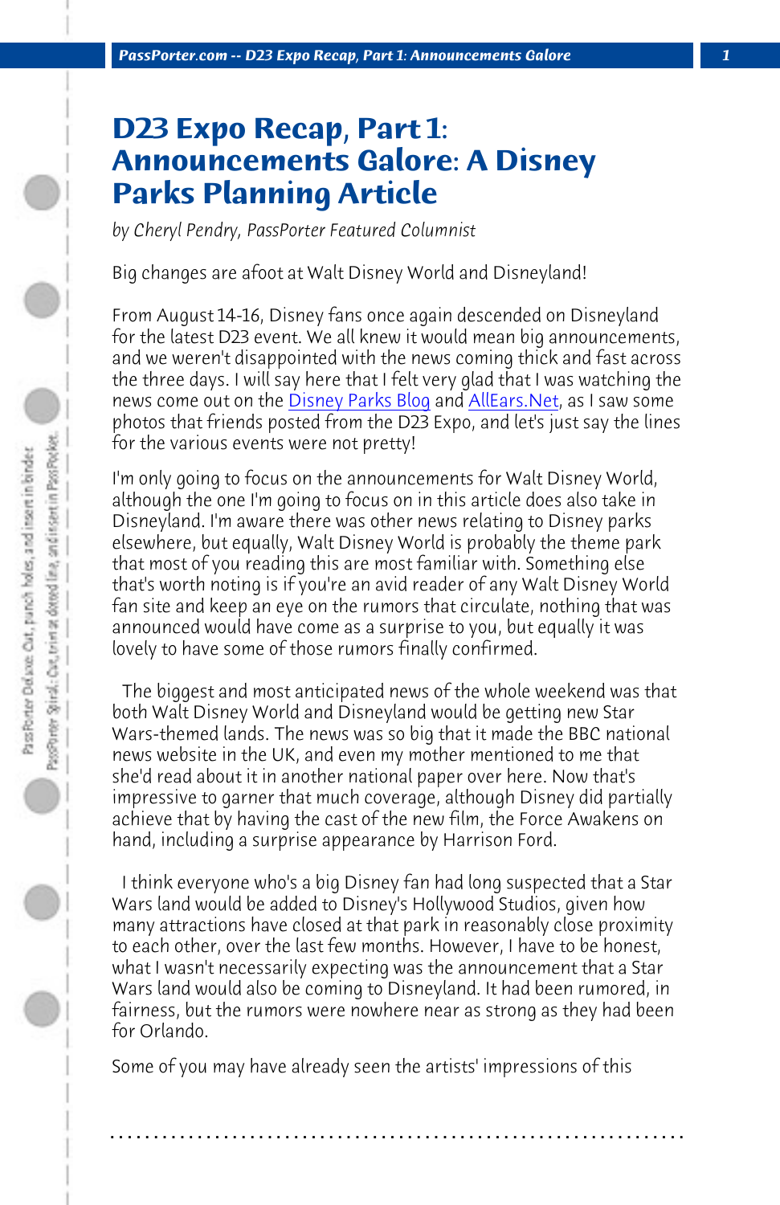# D23 Expo Recap, Part 1: Announcements Galore: A Disney Parks Planning Article

*by Cheryl Pendry, PassPorter Featured Columnist*

Big changes are afoot at Walt Disney World and Disneyland!

From August 14-16, Disney fans once again descended on Disneyland for the latest D23 event. We all knew it would mean big announcements, and we weren't disappointed with the news coming thick and fast across the three days. I will say here that I felt very glad that I was watching the news come out on the Disney Parks Blog and AllEars.Net, as I saw some photos that friends posted from the D23 Expo, and let's just say the lines for the various events were not pretty!

I'm only going to focus on the announcements for Walt Disney World, although the one I'm going to focus on in this article does also take in Disneyland. I'm aware there was other news relating to Disney parks elsewhere, but equally, Walt Disney World is probably the theme park that most of you reading this are most familiar with. Something else that's worth noting is if you're an avid reader of any Walt Disney World fan site and keep an eye on the rumors that circulate, nothing that was announced would have come as a surprise to you, but equally it was lovely to have some of those rumors finally confirmed.

The biggest and most anticipated news of the whole weekend was that both Walt Disney World and Disneyland would be getting new Star Wars-themed lands. The news was so big that it made the BBC national news website in the UK, and even my mother mentioned to me that she'd read about it in another national paper over here. Now that's impressive to garner that much coverage, although Disney did partially achieve that by having the cast of the new film, the Force Awakens on hand, including a surprise appearance by Harrison Ford.

I think everyone who's a big Disney fan had long suspected that a Star Wars land would be added to Disney's Hollywood Studios, given how many attractions have closed at that park in reasonably close proximity to each other, over the last few months. However, I have to be honest, what I wasn't necessarily expecting was the announcement that a Star Wars land would also be coming to Disneyland. It had been rumored, in fairness, but the rumors were nowhere near as strong as they had been for Orlando.

Some of you may have already seen the artists' impressions of this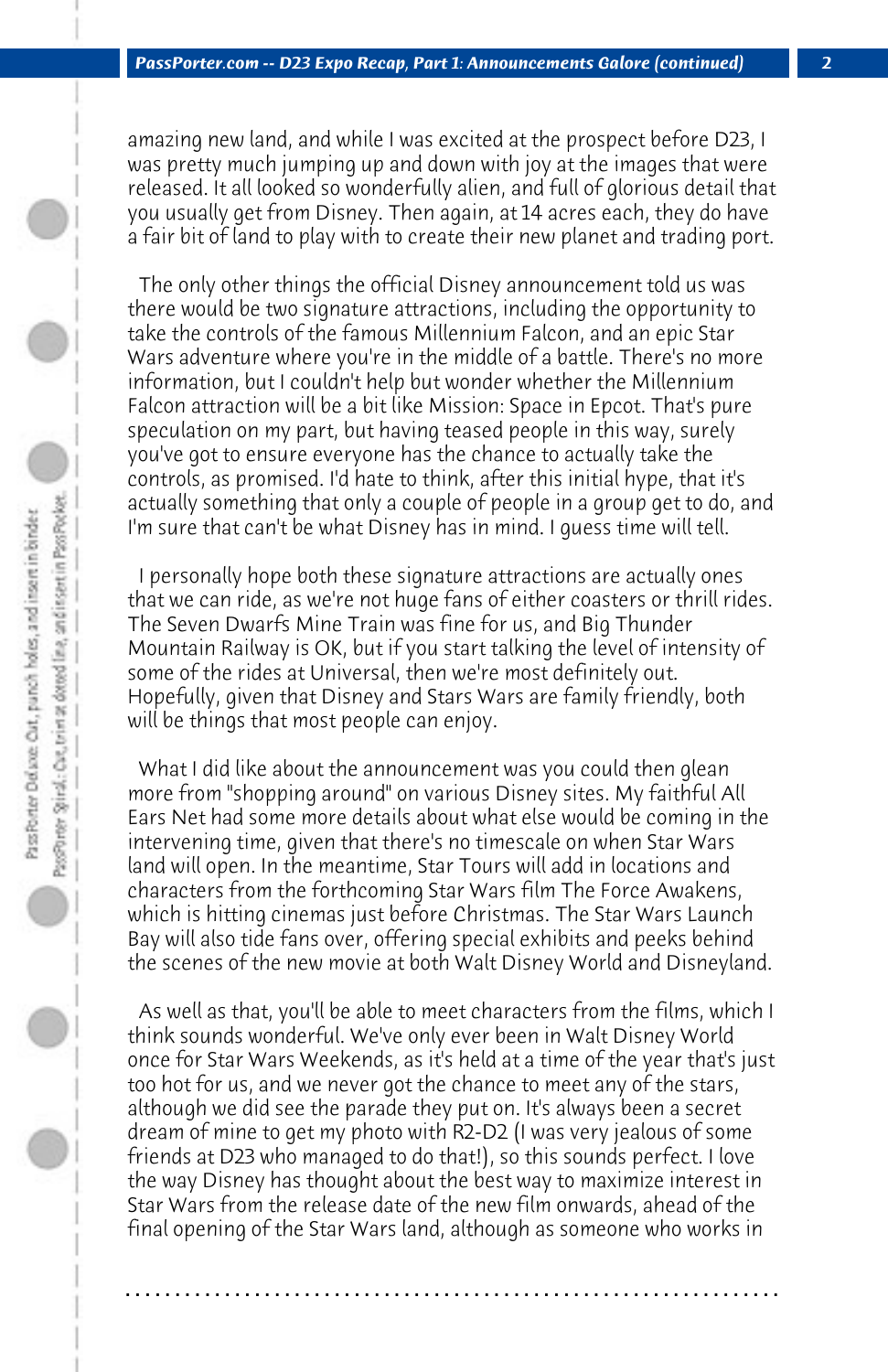amazing new land, and while I was excited at the prospect before D23, I was pretty much jumping up and down with joy at the images that were released. It all looked so wonderfully alien, and full of glorious detail that you usually get from Disney. Then again, at 14 acres each, they do have a fair bit of land to play with to create their new planet and trading port.

The only other things the official Disney announcement told us was there would be two signature attractions, including the opportunity to take the controls of the famous Millennium Falcon, and an epic Star Wars adventure where you're in the middle of a battle. There's no more information, but I couldn't help but wonder whether the Millennium Falcon attraction will be a bit like Mission: Space in Epcot. That's pure speculation on my part, but having teased people in this way, surely you've got to ensure everyone has the chance to actually take the controls, as promised. I'd hate to think, after this initial hype, that it's actually something that only a couple of people in a group get to do, and I'm sure that can't be what Disney has in mind. I guess time will tell.

I personally hope both these signature attractions are actually ones that we can ride, as we're not huge fans of either coasters or thrill rides. The Seven Dwarfs Mine Train was fine for us, and Big Thunder Mountain Railway is OK, but if you start talking the level of intensity of some of the rides at Universal, then we're most definitely out. Hopefully, given that Disney and Stars Wars are family friendly, both will be things that most people can enjoy.

What I did like about the announcement was you could then glean more from "shopping around" on various Disney sites. My faithful All Ears Net had some more details about what else would be coming in the intervening time, given that there's no timescale on when Star Wars land will open. In the meantime, Star Tours will add in locations and characters from the forthcoming Star Wars film The Force Awakens, which is hitting cinemas just before Christmas. The Star Wars Launch Bay will also tide fans over, offering special exhibits and peeks behind the scenes of the new movie at both Walt Disney World and Disneyland.

As well as that, you'll be able to meet characters from the films, which I think sounds wonderful. We've only ever been in Walt Disney World once for Star Wars Weekends, as it's held at a time of the year that's just too hot for us, and we never got the chance to meet any of the stars, although we did see the parade they put on. It's always been a secret dream of mine to get my photo with R2-D2 (I was very jealous of some friends at D23 who managed to do that!), so this sounds perfect. I love the way Disney has thought about the best way to maximize interest in Star Wars from the release date of the new film onwards, ahead of the final opening of the Star Wars land, although as someone who works in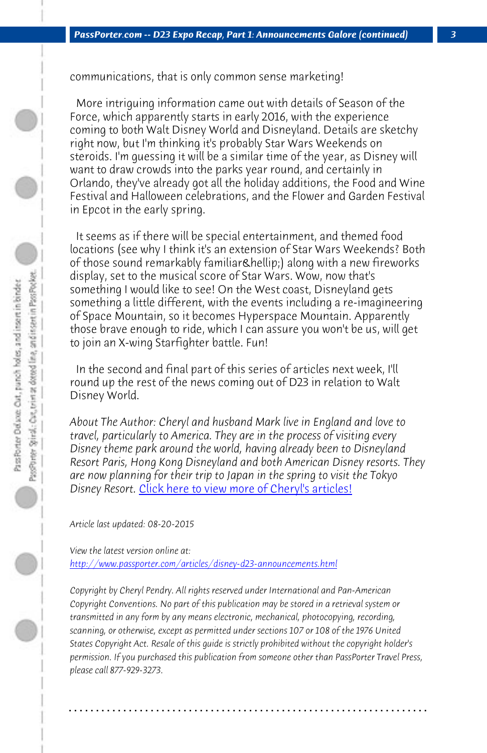communications, that is only common sense marketing!

More intriguing information came out with details of Season of the Force, which apparently starts in early 2016, with the experience coming to both Walt Disney World and Disneyland. Details are sketchy right now, but I'm thinking it's probably Star Wars Weekends on steroids. I'm guessing it will be a similar time of the year, as Disney will want to draw crowds into the parks year round, and certainly in Orlando, they've already got all the holiday additions, the Food and Wine Festival and Halloween celebrations, and the Flower and Garden Festival in Epcot in the early spring.

It seems as if there will be special entertainment, and themed food locations (see why I think it's an extension of Star Wars Weekends? Both of those sound remarkably familiar&hellip;) along with a new fireworks display, set to the musical score of Star Wars. Wow, now that's something I would like to see! On the West coast, Disneyland gets something a little different, with the events including a re-imagineering of Space Mountain, so it becomes Hyperspace Mountain. Apparently those brave enough to ride, which I can assure you won't be us, will get to join an X-wing Starfighter battle. Fun!

In the second and final part of this series of articles next week, I'll round up the rest of the news coming out of D23 in relation to Walt Disney World.

*About The Author: Cheryl and husband Mark live in England and love to travel, particularly to America. They are in the process of visiting every Disney theme park around the world, having already been to Disneyland Resort Paris, Hong Kong Disneyland and both American Disney resorts. They are now planning for their trip to Japan in the spring to visit the Tokyo Disney Resort.* [Click here to view more of Cheryl's articles!]

*Article last updated: 08-20-2015*

*View the latest version online at:*
*http://www.passporter.com/articles/disney-d23-announcements.html*

*Copyright by Cheryl Pendry. All rights reserved under International and Pan-American Copyright Conventions. No part of this publication may be stored in a retrieval system or transmitted in any form by any means electronic, mechanical, photocopying, recording, scanning, or otherwise, except as permitted under sections 107 or 108 of the 1976 United States Copyright Act. Resale of this guide is strictly prohibited without the copyright holder's permission. If you purchased this publication from someone other than PassPorter Travel Press, please call 877-929-3273.*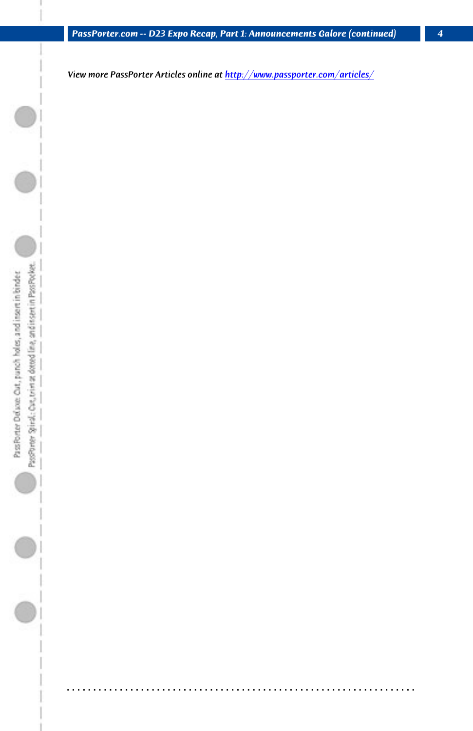*View more PassPorter Articles online at [http://www.passporter.com/articles/](http://www.passporter.com/articles/)*